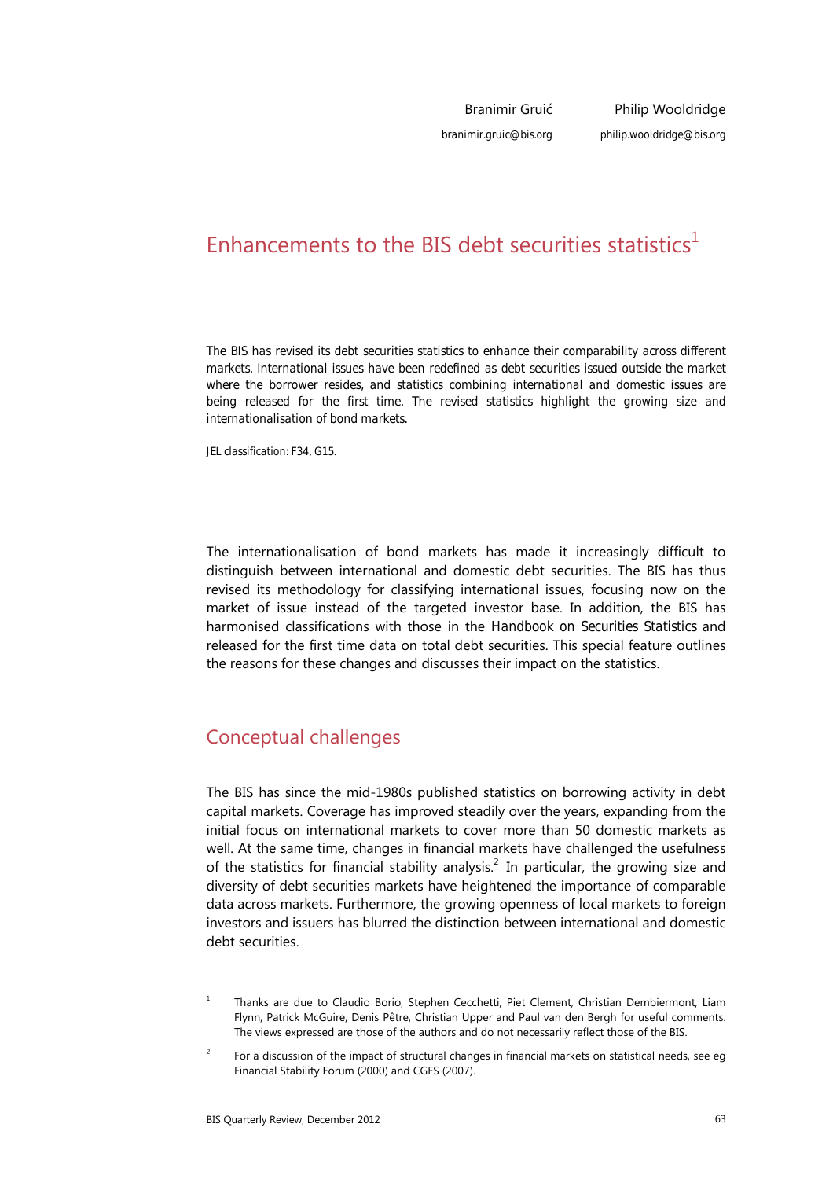Branimir Gruić
branimir.gruic@bis.org

Philip Wooldridge
philip.wooldridge@bis.org

# Enhancements to the BIS debt securities statistics[1]

The BIS has revised its debt securities statistics to enhance their comparability across different markets. International issues have been redefined as debt securities issued outside the market where the borrower resides, and statistics combining international and domestic issues are being released for the first time. The revised statistics highlight the growing size and internationalisation of bond markets.

JEL classification: F34, G15.

The internationalisation of bond markets has made it increasingly difficult to distinguish between international and domestic debt securities. The BIS has thus revised its methodology for classifying international issues, focusing now on the market of issue instead of the targeted investor base. In addition, the BIS has harmonised classifications with those in the *Handbook on Securities Statistics* and released for the first time data on total debt securities. This special feature outlines the reasons for these changes and discusses their impact on the statistics.

## Conceptual challenges

The BIS has since the mid-1980s published statistics on borrowing activity in debt capital markets. Coverage has improved steadily over the years, expanding from the initial focus on international markets to cover more than 50 domestic markets as well. At the same time, changes in financial markets have challenged the usefulness of the statistics for financial stability analysis.[2] In particular, the growing size and diversity of debt securities markets have heightened the importance of comparable data across markets. Furthermore, the growing openness of local markets to foreign investors and issuers has blurred the distinction between international and domestic debt securities.

[1] Thanks are due to Claudio Borio, Stephen Cecchetti, Piet Clement, Christian Dembiermont, Liam Flynn, Patrick McGuire, Denis Pêtre, Christian Upper and Paul van den Bergh for useful comments. The views expressed are those of the authors and do not necessarily reflect those of the BIS.

[2] For a discussion of the impact of structural changes in financial markets on statistical needs, see eg Financial Stability Forum (2000) and CGFS (2007).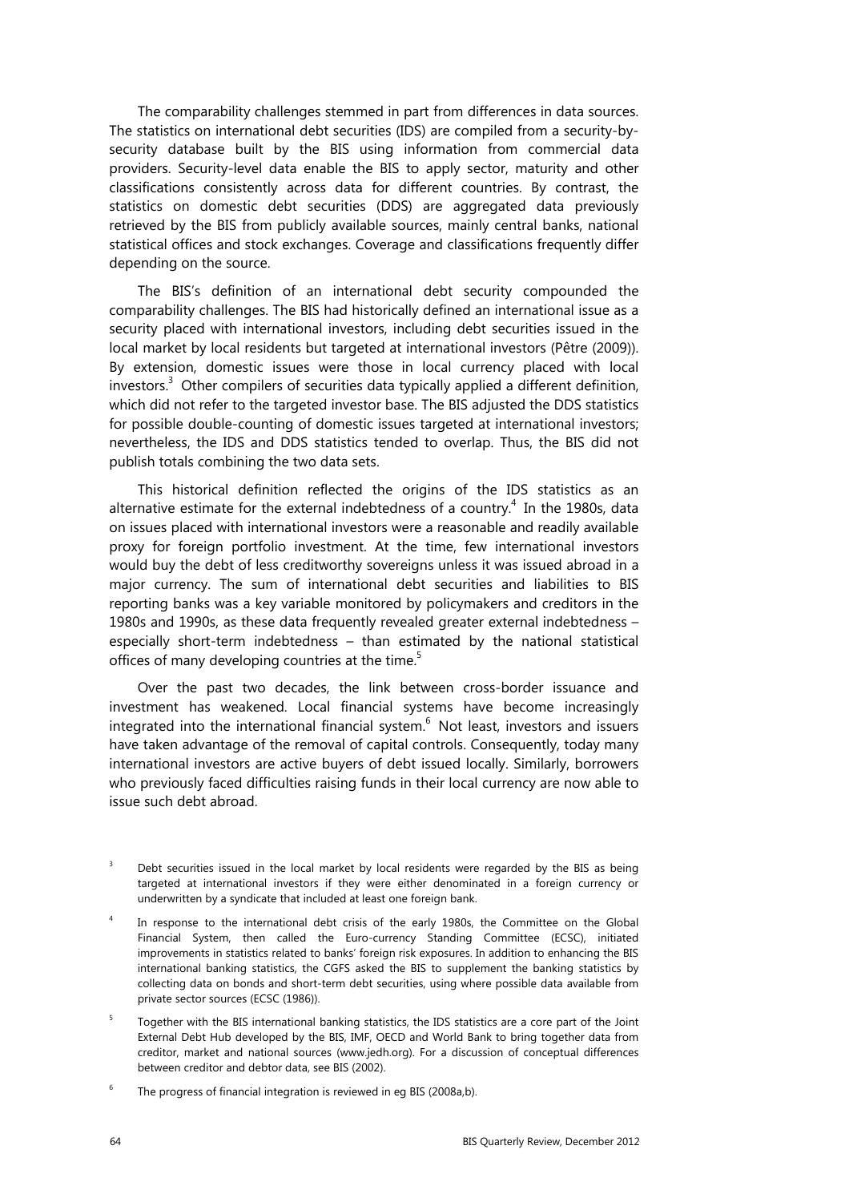The comparability challenges stemmed in part from differences in data sources. The statistics on international debt securities (IDS) are compiled from a security-by-security database built by the BIS using information from commercial data providers. Security-level data enable the BIS to apply sector, maturity and other classifications consistently across data for different countries. By contrast, the statistics on domestic debt securities (DDS) are aggregated data previously retrieved by the BIS from publicly available sources, mainly central banks, national statistical offices and stock exchanges. Coverage and classifications frequently differ depending on the source.

The BIS's definition of an international debt security compounded the comparability challenges. The BIS had historically defined an international issue as a security placed with international investors, including debt securities issued in the local market by local residents but targeted at international investors (Pêtre (2009)). By extension, domestic issues were those in local currency placed with local investors.[3] Other compilers of securities data typically applied a different definition, which did not refer to the targeted investor base. The BIS adjusted the DDS statistics for possible double-counting of domestic issues targeted at international investors; nevertheless, the IDS and DDS statistics tended to overlap. Thus, the BIS did not publish totals combining the two data sets.

This historical definition reflected the origins of the IDS statistics as an alternative estimate for the external indebtedness of a country.[4] In the 1980s, data on issues placed with international investors were a reasonable and readily available proxy for foreign portfolio investment. At the time, few international investors would buy the debt of less creditworthy sovereigns unless it was issued abroad in a major currency. The sum of international debt securities and liabilities to BIS reporting banks was a key variable monitored by policymakers and creditors in the 1980s and 1990s, as these data frequently revealed greater external indebtedness – especially short-term indebtedness – than estimated by the national statistical offices of many developing countries at the time.[5]

Over the past two decades, the link between cross-border issuance and investment has weakened. Local financial systems have become increasingly integrated into the international financial system.[6] Not least, investors and issuers have taken advantage of the removal of capital controls. Consequently, today many international investors are active buyers of debt issued locally. Similarly, borrowers who previously faced difficulties raising funds in their local currency are now able to issue such debt abroad.

[3] Debt securities issued in the local market by local residents were regarded by the BIS as being targeted at international investors if they were either denominated in a foreign currency or underwritten by a syndicate that included at least one foreign bank.

[4] In response to the international debt crisis of the early 1980s, the Committee on the Global Financial System, then called the Euro-currency Standing Committee (ECSC), initiated improvements in statistics related to banks' foreign risk exposures. In addition to enhancing the BIS international banking statistics, the CGFS asked the BIS to supplement the banking statistics by collecting data on bonds and short-term debt securities, using where possible data available from private sector sources (ECSC (1986)).

[5] Together with the BIS international banking statistics, the IDS statistics are a core part of the Joint External Debt Hub developed by the BIS, IMF, OECD and World Bank to bring together data from creditor, market and national sources (www.jedh.org). For a discussion of conceptual differences between creditor and debtor data, see BIS (2002).

[6] The progress of financial integration is reviewed in eg BIS (2008a,b).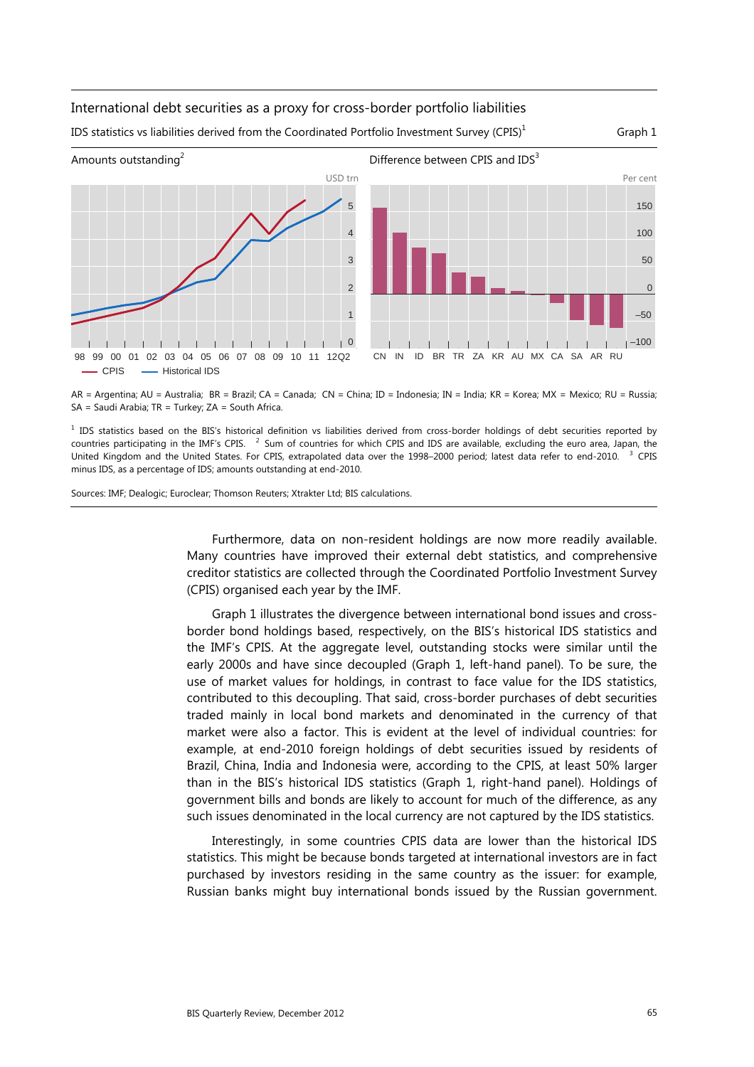International debt securities as a proxy for cross-border portfolio liabilities

IDS statistics vs liabilities derived from the Coordinated Portfolio Investment Survey (CPIS)[1] — Graph 1

Amounts outstanding[2]

Difference between CPIS and IDS[3]

AR = Argentina; AU = Australia; BR = Brazil; CA = Canada; CN = China; ID = Indonesia; IN = India; KR = Korea; MX = Mexico; RU = Russia; SA = Saudi Arabia; TR = Turkey; ZA = South Africa.

[1] IDS statistics based on the BIS's historical definition vs liabilities derived from cross-border holdings of debt securities reported by countries participating in the IMF's CPIS. [2] Sum of countries for which CPIS and IDS are available, excluding the euro area, Japan, the United Kingdom and the United States. For CPIS, extrapolated data over the 1998–2000 period; latest data refer to end-2010. [3] CPIS minus IDS, as a percentage of IDS; amounts outstanding at end-2010.

Sources: IMF; Dealogic; Euroclear; Thomson Reuters; Xtrakter Ltd; BIS calculations.

Furthermore, data on non-resident holdings are now more readily available. Many countries have improved their external debt statistics, and comprehensive creditor statistics are collected through the Coordinated Portfolio Investment Survey (CPIS) organised each year by the IMF.

Graph 1 illustrates the divergence between international bond issues and cross-border bond holdings based, respectively, on the BIS's historical IDS statistics and the IMF's CPIS. At the aggregate level, outstanding stocks were similar until the early 2000s and have since decoupled (Graph 1, left-hand panel). To be sure, the use of market values for holdings, in contrast to face value for the IDS statistics, contributed to this decoupling. That said, cross-border purchases of debt securities traded mainly in local bond markets and denominated in the currency of that market were also a factor. This is evident at the level of individual countries: for example, at end-2010 foreign holdings of debt securities issued by residents of Brazil, China, India and Indonesia were, according to the CPIS, at least 50% larger than in the BIS's historical IDS statistics (Graph 1, right-hand panel). Holdings of government bills and bonds are likely to account for much of the difference, as any such issues denominated in the local currency are not captured by the IDS statistics.

Interestingly, in some countries CPIS data are lower than the historical IDS statistics. This might be because bonds targeted at international investors are in fact purchased by investors residing in the same country as the issuer: for example, Russian banks might buy international bonds issued by the Russian government.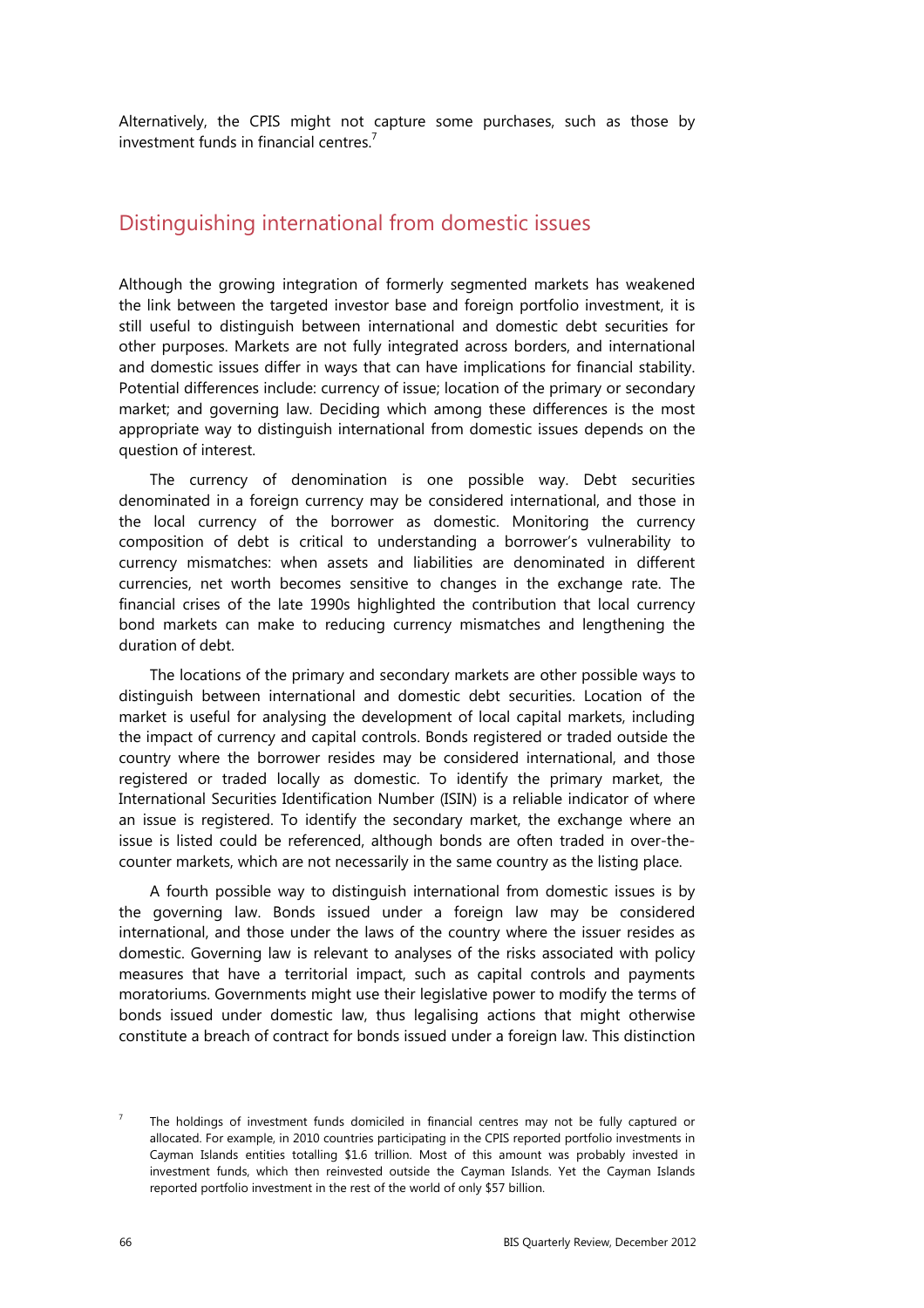Alternatively, the CPIS might not capture some purchases, such as those by investment funds in financial centres.[7]

## Distinguishing international from domestic issues

Although the growing integration of formerly segmented markets has weakened the link between the targeted investor base and foreign portfolio investment, it is still useful to distinguish between international and domestic debt securities for other purposes. Markets are not fully integrated across borders, and international and domestic issues differ in ways that can have implications for financial stability. Potential differences include: currency of issue; location of the primary or secondary market; and governing law. Deciding which among these differences is the most appropriate way to distinguish international from domestic issues depends on the question of interest.

The currency of denomination is one possible way. Debt securities denominated in a foreign currency may be considered international, and those in the local currency of the borrower as domestic. Monitoring the currency composition of debt is critical to understanding a borrower's vulnerability to currency mismatches: when assets and liabilities are denominated in different currencies, net worth becomes sensitive to changes in the exchange rate. The financial crises of the late 1990s highlighted the contribution that local currency bond markets can make to reducing currency mismatches and lengthening the duration of debt.

The locations of the primary and secondary markets are other possible ways to distinguish between international and domestic debt securities. Location of the market is useful for analysing the development of local capital markets, including the impact of currency and capital controls. Bonds registered or traded outside the country where the borrower resides may be considered international, and those registered or traded locally as domestic. To identify the primary market, the International Securities Identification Number (ISIN) is a reliable indicator of where an issue is registered. To identify the secondary market, the exchange where an issue is listed could be referenced, although bonds are often traded in over-the-counter markets, which are not necessarily in the same country as the listing place.

A fourth possible way to distinguish international from domestic issues is by the governing law. Bonds issued under a foreign law may be considered international, and those under the laws of the country where the issuer resides as domestic. Governing law is relevant to analyses of the risks associated with policy measures that have a territorial impact, such as capital controls and payments moratoriums. Governments might use their legislative power to modify the terms of bonds issued under domestic law, thus legalising actions that might otherwise constitute a breach of contract for bonds issued under a foreign law. This distinction

[7] The holdings of investment funds domiciled in financial centres may not be fully captured or allocated. For example, in 2010 countries participating in the CPIS reported portfolio investments in Cayman Islands entities totalling $1.6 trillion. Most of this amount was probably invested in investment funds, which then reinvested outside the Cayman Islands. Yet the Cayman Islands reported portfolio investment in the rest of the world of only $57 billion.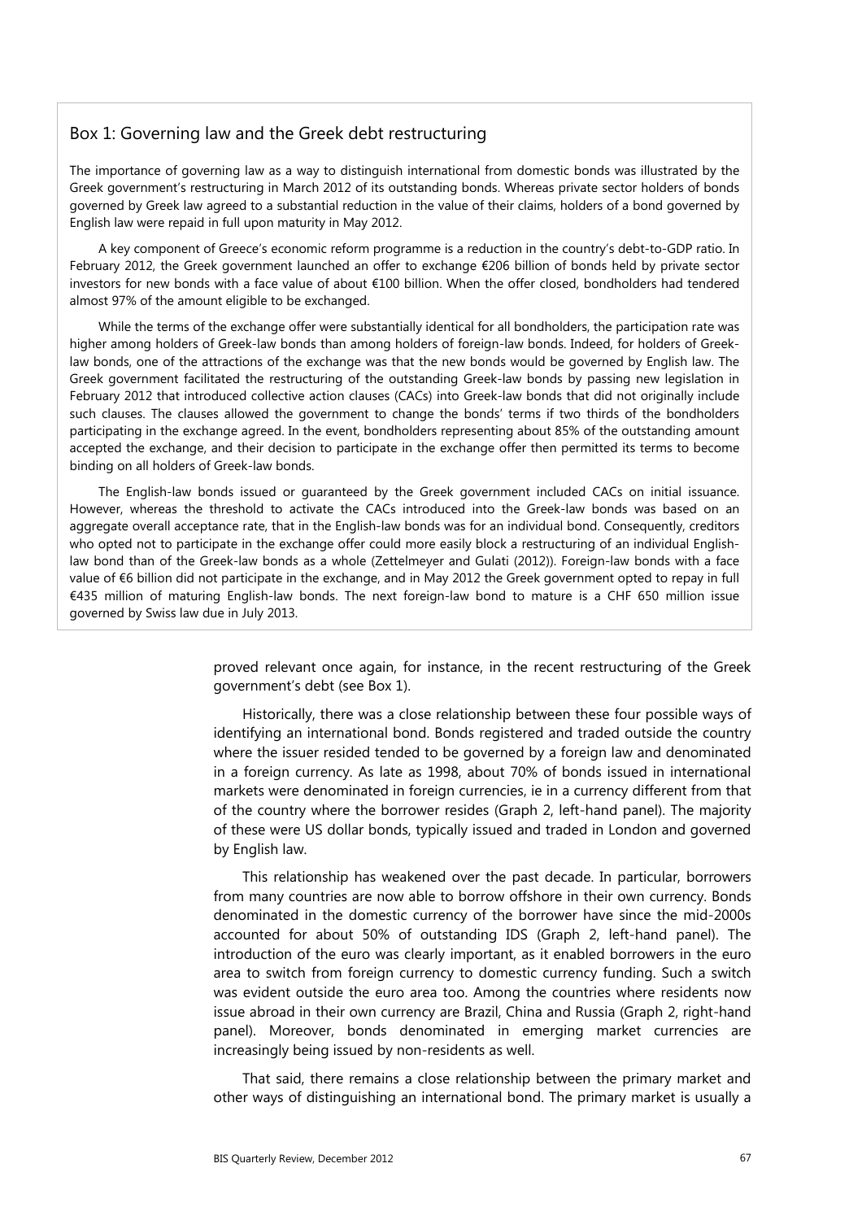## Box 1: Governing law and the Greek debt restructuring

The importance of governing law as a way to distinguish international from domestic bonds was illustrated by the Greek government's restructuring in March 2012 of its outstanding bonds. Whereas private sector holders of bonds governed by Greek law agreed to a substantial reduction in the value of their claims, holders of a bond governed by English law were repaid in full upon maturity in May 2012.

A key component of Greece's economic reform programme is a reduction in the country's debt-to-GDP ratio. In February 2012, the Greek government launched an offer to exchange €206 billion of bonds held by private sector investors for new bonds with a face value of about €100 billion. When the offer closed, bondholders had tendered almost 97% of the amount eligible to be exchanged.

While the terms of the exchange offer were substantially identical for all bondholders, the participation rate was higher among holders of Greek-law bonds than among holders of foreign-law bonds. Indeed, for holders of Greek-law bonds, one of the attractions of the exchange was that the new bonds would be governed by English law. The Greek government facilitated the restructuring of the outstanding Greek-law bonds by passing new legislation in February 2012 that introduced collective action clauses (CACs) into Greek-law bonds that did not originally include such clauses. The clauses allowed the government to change the bonds' terms if two thirds of the bondholders participating in the exchange agreed. In the event, bondholders representing about 85% of the outstanding amount accepted the exchange, and their decision to participate in the exchange offer then permitted its terms to become binding on all holders of Greek-law bonds.

The English-law bonds issued or guaranteed by the Greek government included CACs on initial issuance. However, whereas the threshold to activate the CACs introduced into the Greek-law bonds was based on an aggregate overall acceptance rate, that in the English-law bonds was for an individual bond. Consequently, creditors who opted not to participate in the exchange offer could more easily block a restructuring of an individual English-law bond than of the Greek-law bonds as a whole (Zettelmeyer and Gulati (2012)). Foreign-law bonds with a face value of €6 billion did not participate in the exchange, and in May 2012 the Greek government opted to repay in full €435 million of maturing English-law bonds. The next foreign-law bond to mature is a CHF 650 million issue governed by Swiss law due in July 2013.

proved relevant once again, for instance, in the recent restructuring of the Greek government's debt (see Box 1).

Historically, there was a close relationship between these four possible ways of identifying an international bond. Bonds registered and traded outside the country where the issuer resided tended to be governed by a foreign law and denominated in a foreign currency. As late as 1998, about 70% of bonds issued in international markets were denominated in foreign currencies, ie in a currency different from that of the country where the borrower resides (Graph 2, left-hand panel). The majority of these were US dollar bonds, typically issued and traded in London and governed by English law.

This relationship has weakened over the past decade. In particular, borrowers from many countries are now able to borrow offshore in their own currency. Bonds denominated in the domestic currency of the borrower have since the mid-2000s accounted for about 50% of outstanding IDS (Graph 2, left-hand panel). The introduction of the euro was clearly important, as it enabled borrowers in the euro area to switch from foreign currency to domestic currency funding. Such a switch was evident outside the euro area too. Among the countries where residents now issue abroad in their own currency are Brazil, China and Russia (Graph 2, right-hand panel). Moreover, bonds denominated in emerging market currencies are increasingly being issued by non-residents as well.

That said, there remains a close relationship between the primary market and other ways of distinguishing an international bond. The primary market is usually a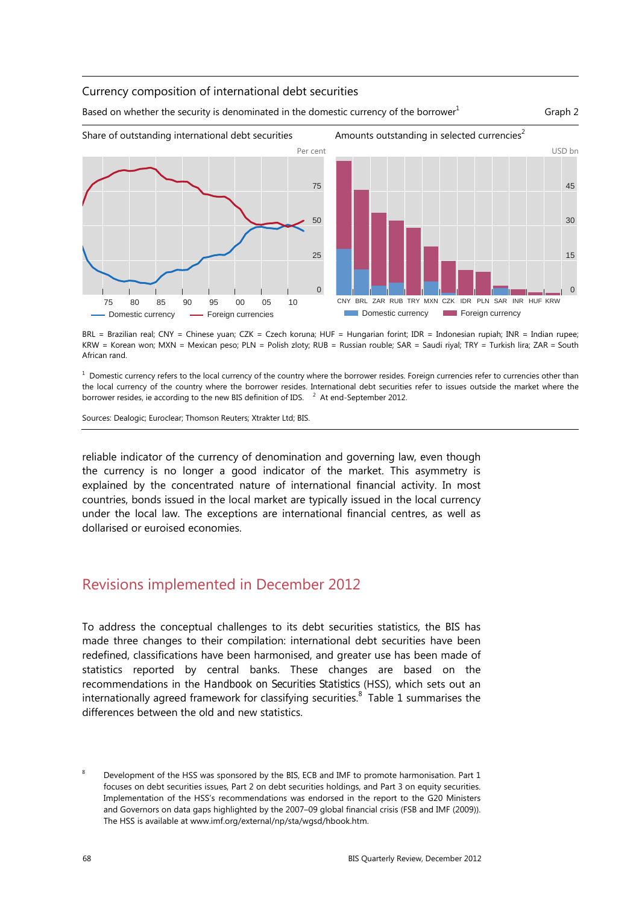Currency composition of international debt securities

Based on whether the security is denominated in the domestic currency of the borrower[1]

Graph 2

Share of outstanding international debt securities

Amounts outstanding in selected currencies[2]

BRL = Brazilian real; CNY = Chinese yuan; CZK = Czech koruna; HUF = Hungarian forint; IDR = Indonesian rupiah; INR = Indian rupee; KRW = Korean won; MXN = Mexican peso; PLN = Polish zloty; RUB = Russian rouble; SAR = Saudi riyal; TRY = Turkish lira; ZAR = South African rand.

[1] Domestic currency refers to the local currency of the country where the borrower resides. Foreign currencies refer to currencies other than the local currency of the country where the borrower resides. International debt securities refer to issues outside the market where the borrower resides, ie according to the new BIS definition of IDS. [2] At end-September 2012.

Sources: Dealogic; Euroclear; Thomson Reuters; Xtrakter Ltd; BIS.

reliable indicator of the currency of denomination and governing law, even though the currency is no longer a good indicator of the market. This asymmetry is explained by the concentrated nature of international financial activity. In most countries, bonds issued in the local market are typically issued in the local currency under the local law. The exceptions are international financial centres, as well as dollarised or euroised economies.

## Revisions implemented in December 2012

To address the conceptual challenges to its debt securities statistics, the BIS has made three changes to their compilation: international debt securities have been redefined, classifications have been harmonised, and greater use has been made of statistics reported by central banks. These changes are based on the recommendations in the *Handbook on Securities Statistics* (HSS), which sets out an internationally agreed framework for classifying securities.[8] Table 1 summarises the differences between the old and new statistics.

[8] Development of the HSS was sponsored by the BIS, ECB and IMF to promote harmonisation. Part 1 focuses on debt securities issues, Part 2 on debt securities holdings, and Part 3 on equity securities. Implementation of the HSS's recommendations was endorsed in the report to the G20 Ministers and Governors on data gaps highlighted by the 2007–09 global financial crisis (FSB and IMF (2009)). The HSS is available at www.imf.org/external/np/sta/wgsd/hbook.htm.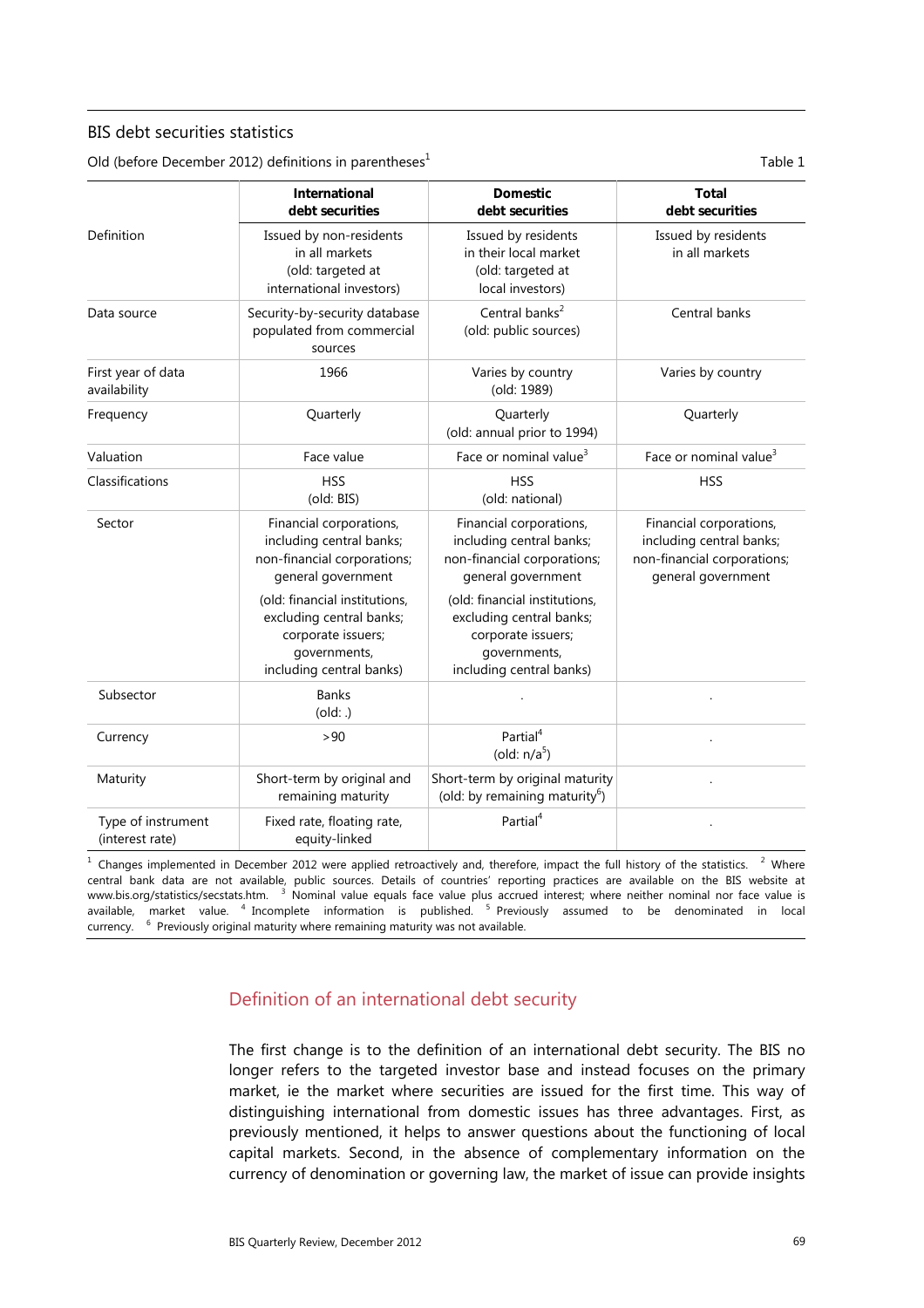BIS debt securities statistics

Old (before December 2012) definitions in parentheses[1]

Table 1

| | International debt securities | Domestic debt securities | Total debt securities |
|---|---|---|---|
| Definition | Issued by non-residents in all markets (old: targeted at international investors) | Issued by residents in their local market (old: targeted at local investors) | Issued by residents in all markets |
| Data source | Security-by-security database populated from commercial sources | Central banks[2] (old: public sources) | Central banks |
| First year of data availability | 1966 | Varies by country (old: 1989) | Varies by country |
| Frequency | Quarterly | Quarterly (old: annual prior to 1994) | Quarterly |
| Valuation | Face value | Face or nominal value[3] | Face or nominal value[3] |
| Classifications | HSS (old: BIS) | HSS (old: national) | HSS |
| Sector | Financial corporations, including central banks; non-financial corporations; general government (old: financial institutions, excluding central banks; corporate issuers; governments, including central banks) | Financial corporations, including central banks; non-financial corporations; general government (old: financial institutions, excluding central banks; corporate issuers; governments, including central banks) | Financial corporations, including central banks; non-financial corporations; general government |
| Subsector | Banks (old: .) | . | . |
| Currency | >90 | Partial[4] (old: n/a[5]) | . |
| Maturity | Short-term by original and remaining maturity | Short-term by original maturity (old: by remaining maturity[6]) | . |
| Type of instrument (interest rate) | Fixed rate, floating rate, equity-linked | Partial[4] | . |

[1] Changes implemented in December 2012 were applied retroactively and, therefore, impact the full history of the statistics. [2] Where central bank data are not available, public sources. Details of countries' reporting practices are available on the BIS website at www.bis.org/statistics/secstats.htm. [3] Nominal value equals face value plus accrued interest; where neither nominal nor face value is available, market value. [4] Incomplete information is published. [5] Previously assumed to be denominated in local currency. [6] Previously original maturity where remaining maturity was not available.

## Definition of an international debt security

The first change is to the definition of an international debt security. The BIS no longer refers to the targeted investor base and instead focuses on the primary market, ie the market where securities are issued for the first time. This way of distinguishing international from domestic issues has three advantages. First, as previously mentioned, it helps to answer questions about the functioning of local capital markets. Second, in the absence of complementary information on the currency of denomination or governing law, the market of issue can provide insights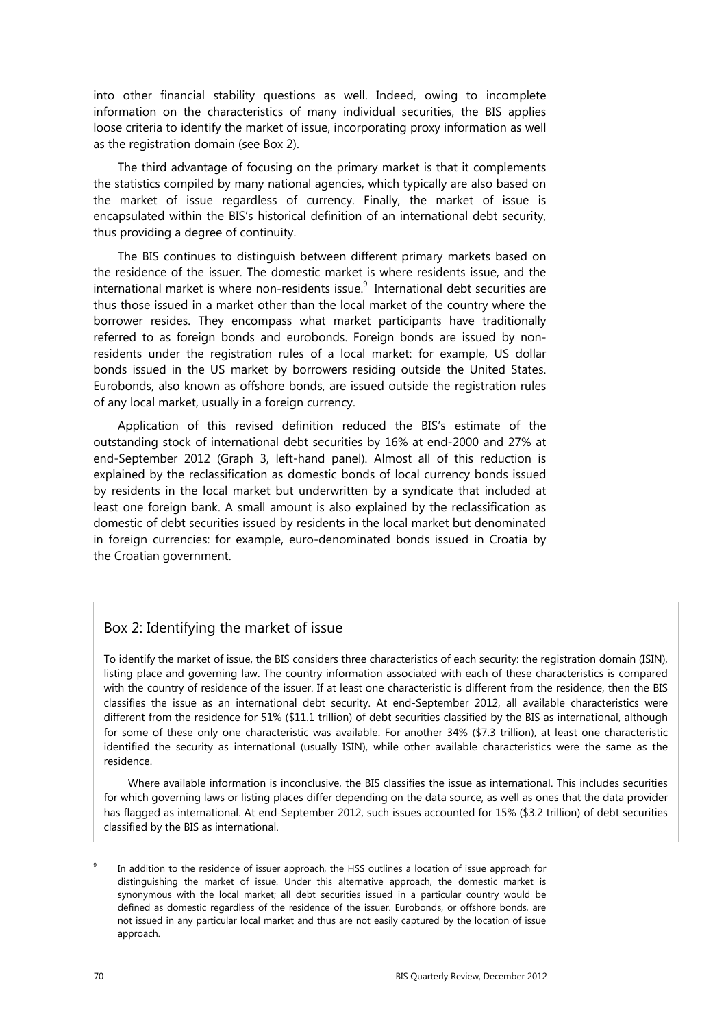into other financial stability questions as well. Indeed, owing to incomplete information on the characteristics of many individual securities, the BIS applies loose criteria to identify the market of issue, incorporating proxy information as well as the registration domain (see Box 2).

The third advantage of focusing on the primary market is that it complements the statistics compiled by many national agencies, which typically are also based on the market of issue regardless of currency. Finally, the market of issue is encapsulated within the BIS's historical definition of an international debt security, thus providing a degree of continuity.

The BIS continues to distinguish between different primary markets based on the residence of the issuer. The domestic market is where residents issue, and the international market is where non-residents issue.[9] International debt securities are thus those issued in a market other than the local market of the country where the borrower resides. They encompass what market participants have traditionally referred to as foreign bonds and eurobonds. Foreign bonds are issued by non-residents under the registration rules of a local market: for example, US dollar bonds issued in the US market by borrowers residing outside the United States. Eurobonds, also known as offshore bonds, are issued outside the registration rules of any local market, usually in a foreign currency.

Application of this revised definition reduced the BIS's estimate of the outstanding stock of international debt securities by 16% at end-2000 and 27% at end-September 2012 (Graph 3, left-hand panel). Almost all of this reduction is explained by the reclassification as domestic bonds of local currency bonds issued by residents in the local market but underwritten by a syndicate that included at least one foreign bank. A small amount is also explained by the reclassification as domestic of debt securities issued by residents in the local market but denominated in foreign currencies: for example, euro-denominated bonds issued in Croatia by the Croatian government.

## Box 2: Identifying the market of issue

To identify the market of issue, the BIS considers three characteristics of each security: the registration domain (ISIN), listing place and governing law. The country information associated with each of these characteristics is compared with the country of residence of the issuer. If at least one characteristic is different from the residence, then the BIS classifies the issue as an international debt security. At end-September 2012, all available characteristics were different from the residence for 51% ($11.1 trillion) of debt securities classified by the BIS as international, although for some of these only one characteristic was available. For another 34% ($7.3 trillion), at least one characteristic identified the security as international (usually ISIN), while other available characteristics were the same as the residence.

Where available information is inconclusive, the BIS classifies the issue as international. This includes securities for which governing laws or listing places differ depending on the data source, as well as ones that the data provider has flagged as international. At end-September 2012, such issues accounted for 15% ($3.2 trillion) of debt securities classified by the BIS as international.

[9] In addition to the residence of issuer approach, the HSS outlines a location of issue approach for distinguishing the market of issue. Under this alternative approach, the domestic market is synonymous with the local market; all debt securities issued in a particular country would be defined as domestic regardless of the residence of the issuer. Eurobonds, or offshore bonds, are not issued in any particular local market and thus are not easily captured by the location of issue approach.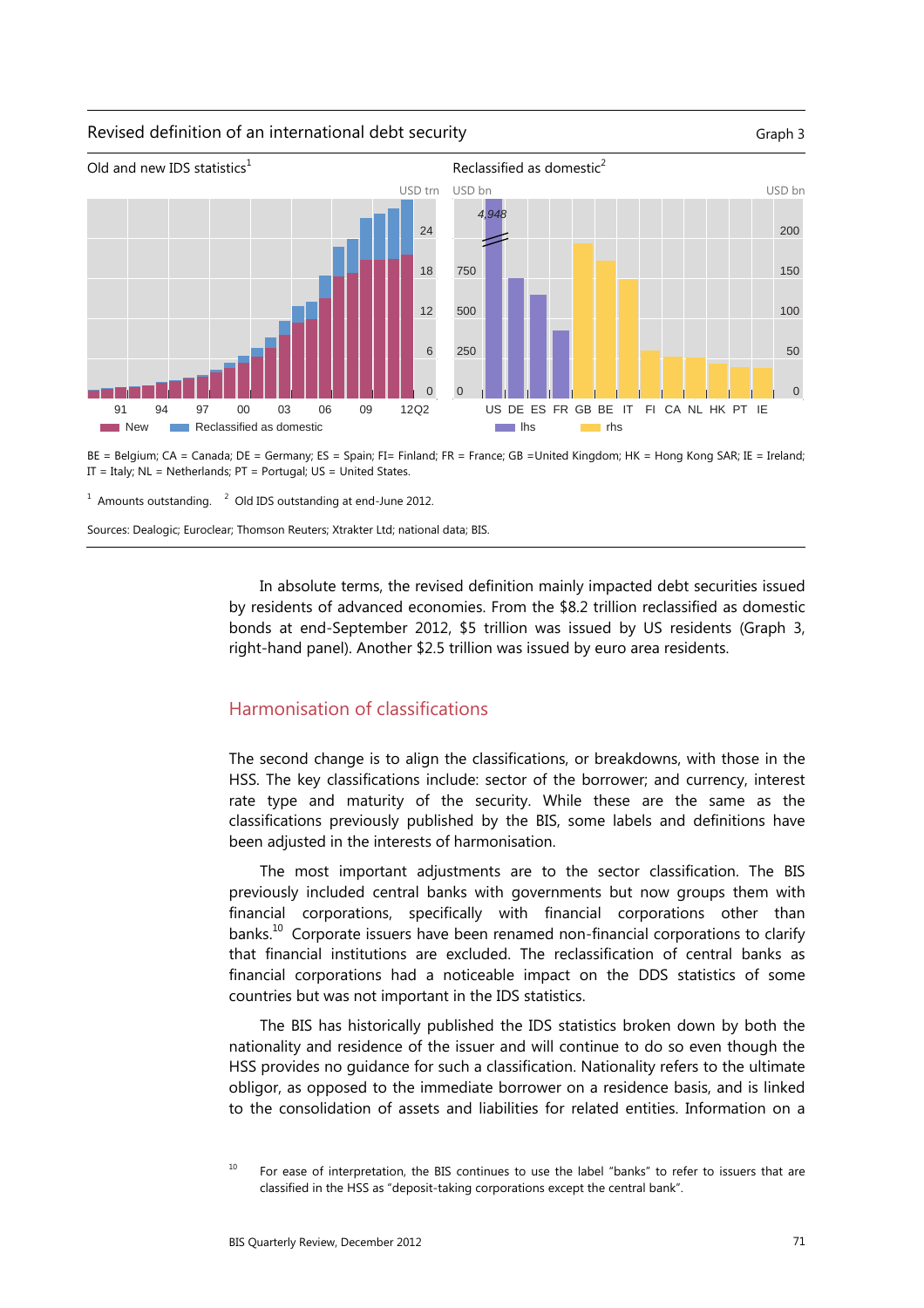Revised definition of an international debt security — Graph 3

Old and new IDS statistics[1]

Reclassified as domestic[2]

BE = Belgium; CA = Canada; DE = Germany; ES = Spain; FI= Finland; FR = France; GB =United Kingdom; HK = Hong Kong SAR; IE = Ireland; IT = Italy; NL = Netherlands; PT = Portugal; US = United States.

[1] Amounts outstanding. [2] Old IDS outstanding at end-June 2012.

Sources: Dealogic; Euroclear; Thomson Reuters; Xtrakter Ltd; national data; BIS.

In absolute terms, the revised definition mainly impacted debt securities issued by residents of advanced economies. From the $8.2 trillion reclassified as domestic bonds at end-September 2012, $5 trillion was issued by US residents (Graph 3, right-hand panel). Another $2.5 trillion was issued by euro area residents.

## Harmonisation of classifications

The second change is to align the classifications, or breakdowns, with those in the HSS. The key classifications include: sector of the borrower; and currency, interest rate type and maturity of the security. While these are the same as the classifications previously published by the BIS, some labels and definitions have been adjusted in the interests of harmonisation.

The most important adjustments are to the sector classification. The BIS previously included central banks with governments but now groups them with financial corporations, specifically with financial corporations other than banks.[10] Corporate issuers have been renamed non-financial corporations to clarify that financial institutions are excluded. The reclassification of central banks as financial corporations had a noticeable impact on the DDS statistics of some countries but was not important in the IDS statistics.

The BIS has historically published the IDS statistics broken down by both the nationality and residence of the issuer and will continue to do so even though the HSS provides no guidance for such a classification. Nationality refers to the ultimate obligor, as opposed to the immediate borrower on a residence basis, and is linked to the consolidation of assets and liabilities for related entities. Information on a

[10] For ease of interpretation, the BIS continues to use the label "banks" to refer to issuers that are classified in the HSS as "deposit-taking corporations except the central bank".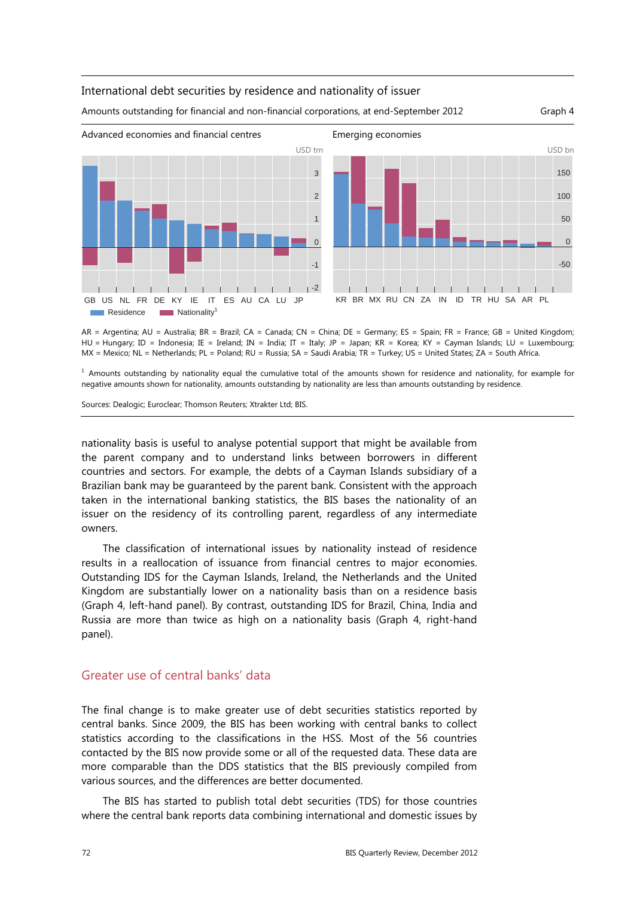International debt securities by residence and nationality of issuer

Amounts outstanding for financial and non-financial corporations, at end-September 2012 — Graph 4

Advanced economies and financial centres (USD trn)

GB US NL FR DE KY IE IT ES AU CA LU JP

Emerging economies (USD bn)

KR BR MX RU CN ZA IN ID TR HU SA AR PL

Residence — Nationality[1]

AR = Argentina; AU = Australia; BR = Brazil; CA = Canada; CN = China; DE = Germany; ES = Spain; FR = France; GB = United Kingdom; HU = Hungary; ID = Indonesia; IE = Ireland; IN = India; IT = Italy; JP = Japan; KR = Korea; KY = Cayman Islands; LU = Luxembourg; MX = Mexico; NL = Netherlands; PL = Poland; RU = Russia; SA = Saudi Arabia; TR = Turkey; US = United States; ZA = South Africa.

[1] Amounts outstanding by nationality equal the cumulative total of the amounts shown for residence and nationality, for example for negative amounts shown for nationality, amounts outstanding by nationality are less than amounts outstanding by residence.

Sources: Dealogic; Euroclear; Thomson Reuters; Xtrakter Ltd; BIS.

nationality basis is useful to analyse potential support that might be available from the parent company and to understand links between borrowers in different countries and sectors. For example, the debts of a Cayman Islands subsidiary of a Brazilian bank may be guaranteed by the parent bank. Consistent with the approach taken in the international banking statistics, the BIS bases the nationality of an issuer on the residency of its controlling parent, regardless of any intermediate owners.

The classification of international issues by nationality instead of residence results in a reallocation of issuance from financial centres to major economies. Outstanding IDS for the Cayman Islands, Ireland, the Netherlands and the United Kingdom are substantially lower on a nationality basis than on a residence basis (Graph 4, left-hand panel). By contrast, outstanding IDS for Brazil, China, India and Russia are more than twice as high on a nationality basis (Graph 4, right-hand panel).

## Greater use of central banks' data

The final change is to make greater use of debt securities statistics reported by central banks. Since 2009, the BIS has been working with central banks to collect statistics according to the classifications in the HSS. Most of the 56 countries contacted by the BIS now provide some or all of the requested data. These data are more comparable than the DDS statistics that the BIS previously compiled from various sources, and the differences are better documented.

The BIS has started to publish total debt securities (TDS) for those countries where the central bank reports data combining international and domestic issues by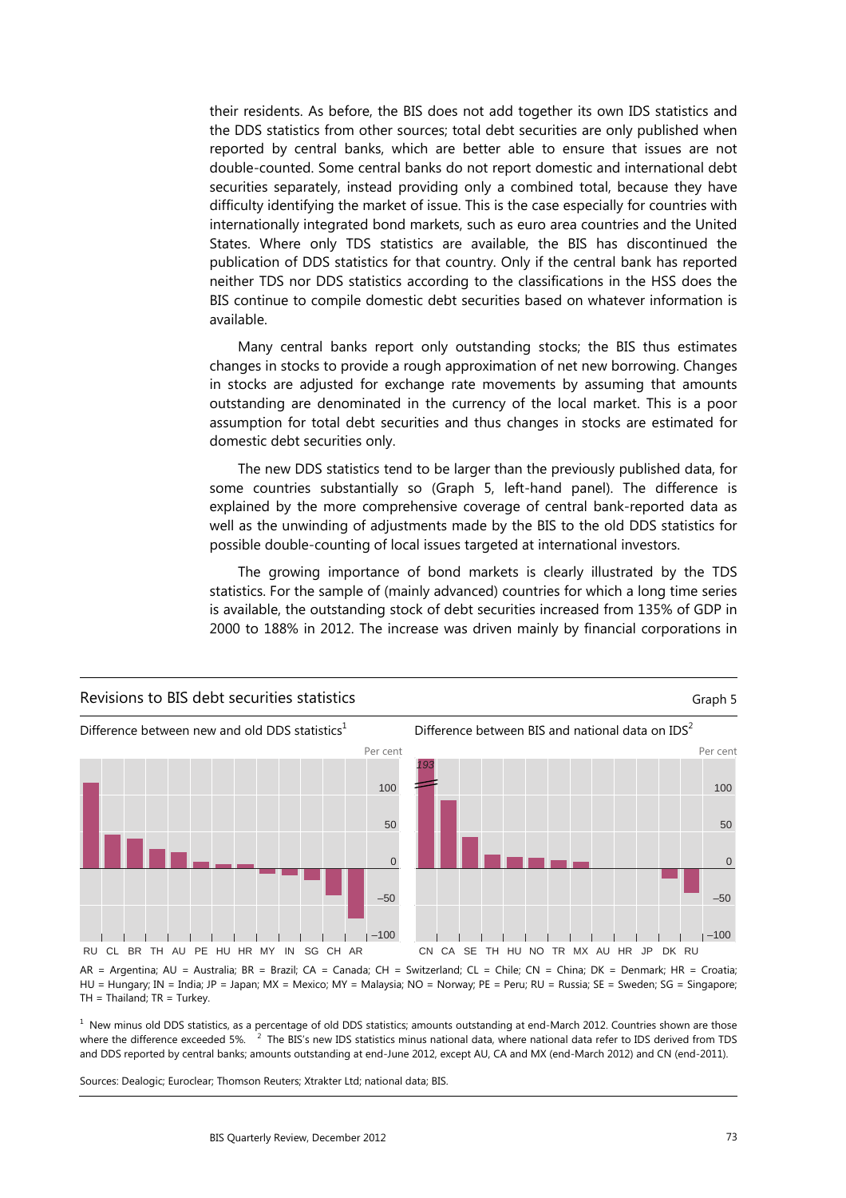their residents. As before, the BIS does not add together its own IDS statistics and the DDS statistics from other sources; total debt securities are only published when reported by central banks, which are better able to ensure that issues are not double-counted. Some central banks do not report domestic and international debt securities separately, instead providing only a combined total, because they have difficulty identifying the market of issue. This is the case especially for countries with internationally integrated bond markets, such as euro area countries and the United States. Where only TDS statistics are available, the BIS has discontinued the publication of DDS statistics for that country. Only if the central bank has reported neither TDS nor DDS statistics according to the classifications in the HSS does the BIS continue to compile domestic debt securities based on whatever information is available.

Many central banks report only outstanding stocks; the BIS thus estimates changes in stocks to provide a rough approximation of net new borrowing. Changes in stocks are adjusted for exchange rate movements by assuming that amounts outstanding are denominated in the currency of the local market. This is a poor assumption for total debt securities and thus changes in stocks are estimated for domestic debt securities only.

The new DDS statistics tend to be larger than the previously published data, for some countries substantially so (Graph 5, left-hand panel). The difference is explained by the more comprehensive coverage of central bank-reported data as well as the unwinding of adjustments made by the BIS to the old DDS statistics for possible double-counting of local issues targeted at international investors.

The growing importance of bond markets is clearly illustrated by the TDS statistics. For the sample of (mainly advanced) countries for which a long time series is available, the outstanding stock of debt securities increased from 135% of GDP in 2000 to 188% in 2012. The increase was driven mainly by financial corporations in

**Revisions to BIS debt securities statistics** — Graph 5

Difference between new and old DDS statistics[1] (Per cent): RU, CL, BR, TH, AU, PE, HU, HR, MY, IN, SG, CH, AR

Difference between BIS and national data on IDS[2] (Per cent): CN (193), CA, SE, TH, HU, NO, TR, MX, AU, HR, JP, DK, RU

AR = Argentina; AU = Australia; BR = Brazil; CA = Canada; CH = Switzerland; CL = Chile; CN = China; DK = Denmark; HR = Croatia; HU = Hungary; IN = India; JP = Japan; MX = Mexico; MY = Malaysia; NO = Norway; PE = Peru; RU = Russia; SE = Sweden; SG = Singapore; TH = Thailand; TR = Turkey.

[1] New minus old DDS statistics, as a percentage of old DDS statistics; amounts outstanding at end-March 2012. Countries shown are those where the difference exceeded 5%. [2] The BIS's new IDS statistics minus national data, where national data refer to IDS derived from TDS and DDS reported by central banks; amounts outstanding at end-June 2012, except AU, CA and MX (end-March 2012) and CN (end-2011).

Sources: Dealogic; Euroclear; Thomson Reuters; Xtrakter Ltd; national data; BIS.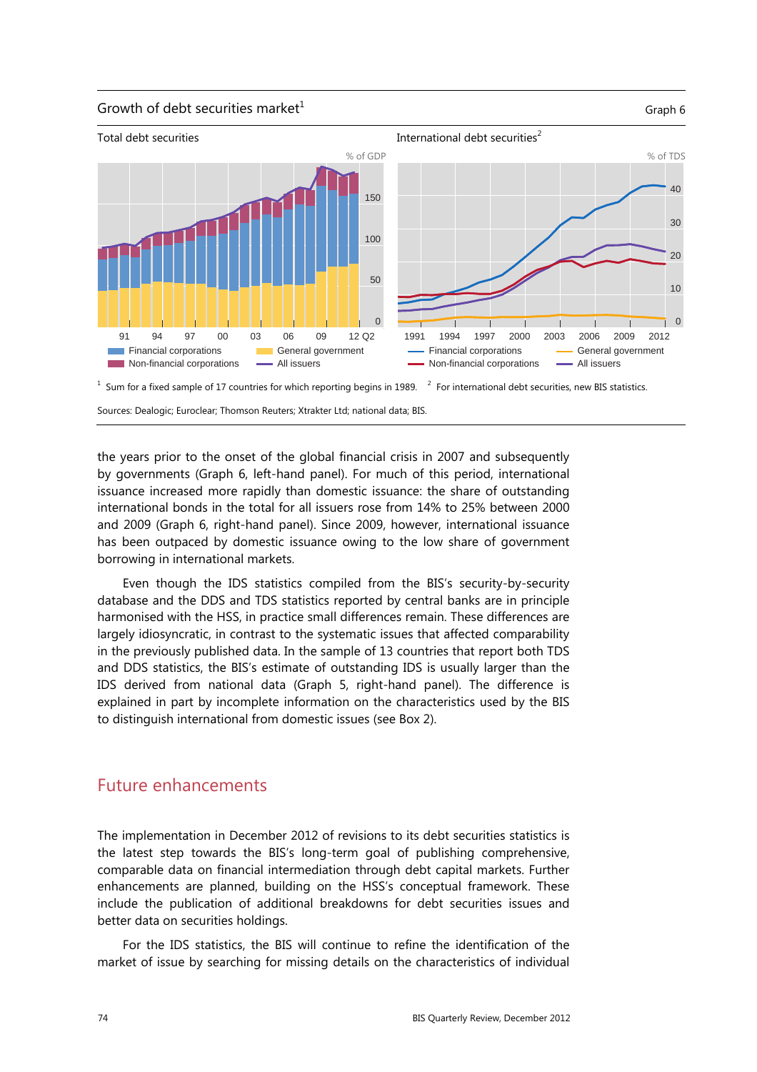Growth of debt securities market[1] Graph 6

Total debt securities

International debt securities[2]

[1] Sum for a fixed sample of 17 countries for which reporting begins in 1989. [2] For international debt securities, new BIS statistics.

Sources: Dealogic; Euroclear; Thomson Reuters; Xtrakter Ltd; national data; BIS.

the years prior to the onset of the global financial crisis in 2007 and subsequently by governments (Graph 6, left-hand panel). For much of this period, international issuance increased more rapidly than domestic issuance: the share of outstanding international bonds in the total for all issuers rose from 14% to 25% between 2000 and 2009 (Graph 6, right-hand panel). Since 2009, however, international issuance has been outpaced by domestic issuance owing to the low share of government borrowing in international markets.

Even though the IDS statistics compiled from the BIS's security-by-security database and the DDS and TDS statistics reported by central banks are in principle harmonised with the HSS, in practice small differences remain. These differences are largely idiosyncratic, in contrast to the systematic issues that affected comparability in the previously published data. In the sample of 13 countries that report both TDS and DDS statistics, the BIS's estimate of outstanding IDS is usually larger than the IDS derived from national data (Graph 5, right-hand panel). The difference is explained in part by incomplete information on the characteristics used by the BIS to distinguish international from domestic issues (see Box 2).

## Future enhancements

The implementation in December 2012 of revisions to its debt securities statistics is the latest step towards the BIS's long-term goal of publishing comprehensive, comparable data on financial intermediation through debt capital markets. Further enhancements are planned, building on the HSS's conceptual framework. These include the publication of additional breakdowns for debt securities issues and better data on securities holdings.

For the IDS statistics, the BIS will continue to refine the identification of the market of issue by searching for missing details on the characteristics of individual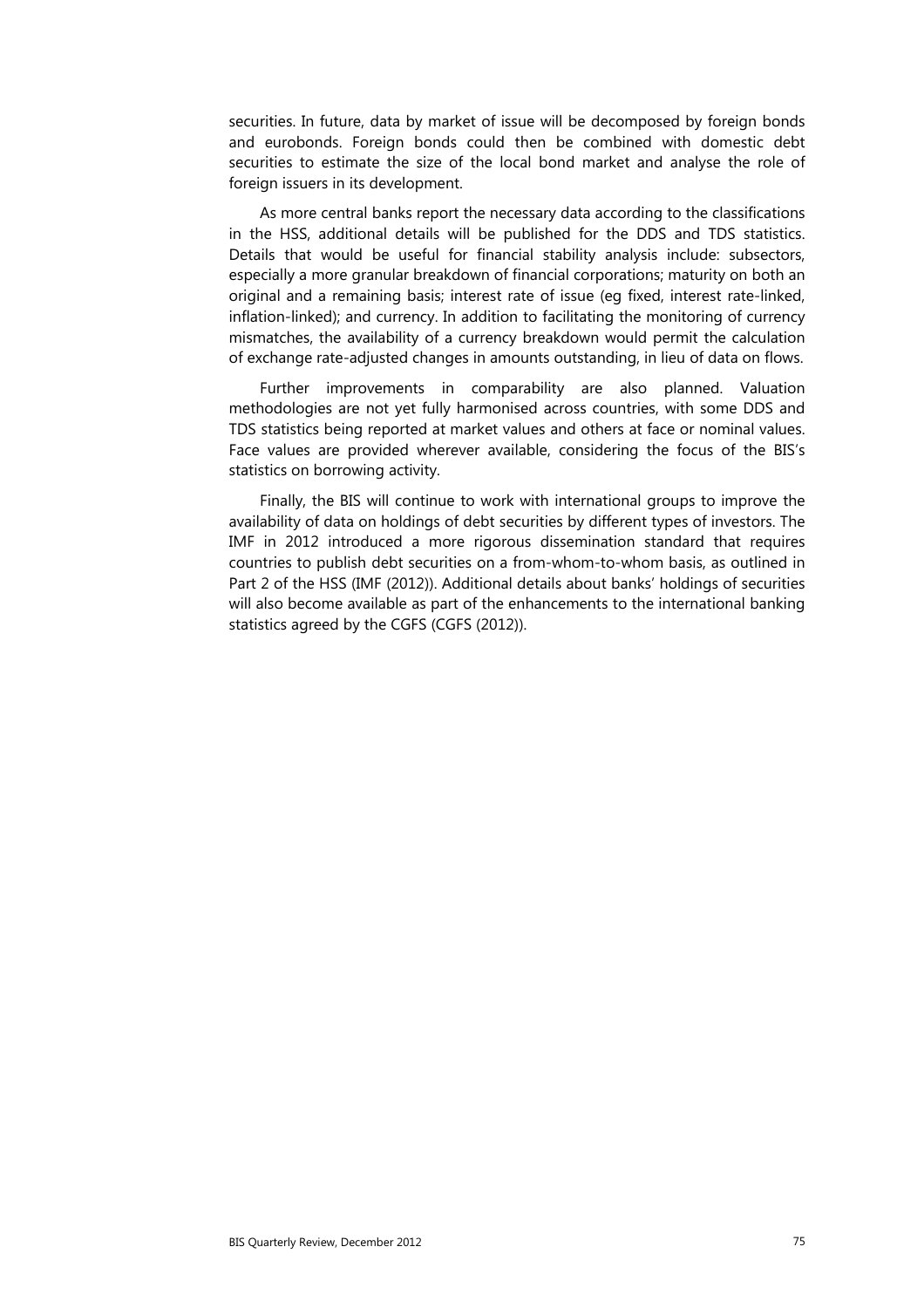securities. In future, data by market of issue will be decomposed by foreign bonds and eurobonds. Foreign bonds could then be combined with domestic debt securities to estimate the size of the local bond market and analyse the role of foreign issuers in its development.

As more central banks report the necessary data according to the classifications in the HSS, additional details will be published for the DDS and TDS statistics. Details that would be useful for financial stability analysis include: subsectors, especially a more granular breakdown of financial corporations; maturity on both an original and a remaining basis; interest rate of issue (eg fixed, interest rate-linked, inflation-linked); and currency. In addition to facilitating the monitoring of currency mismatches, the availability of a currency breakdown would permit the calculation of exchange rate-adjusted changes in amounts outstanding, in lieu of data on flows.

Further improvements in comparability are also planned. Valuation methodologies are not yet fully harmonised across countries, with some DDS and TDS statistics being reported at market values and others at face or nominal values. Face values are provided wherever available, considering the focus of the BIS's statistics on borrowing activity.

Finally, the BIS will continue to work with international groups to improve the availability of data on holdings of debt securities by different types of investors. The IMF in 2012 introduced a more rigorous dissemination standard that requires countries to publish debt securities on a from-whom-to-whom basis, as outlined in Part 2 of the HSS (IMF (2012)). Additional details about banks' holdings of securities will also become available as part of the enhancements to the international banking statistics agreed by the CGFS (CGFS (2012)).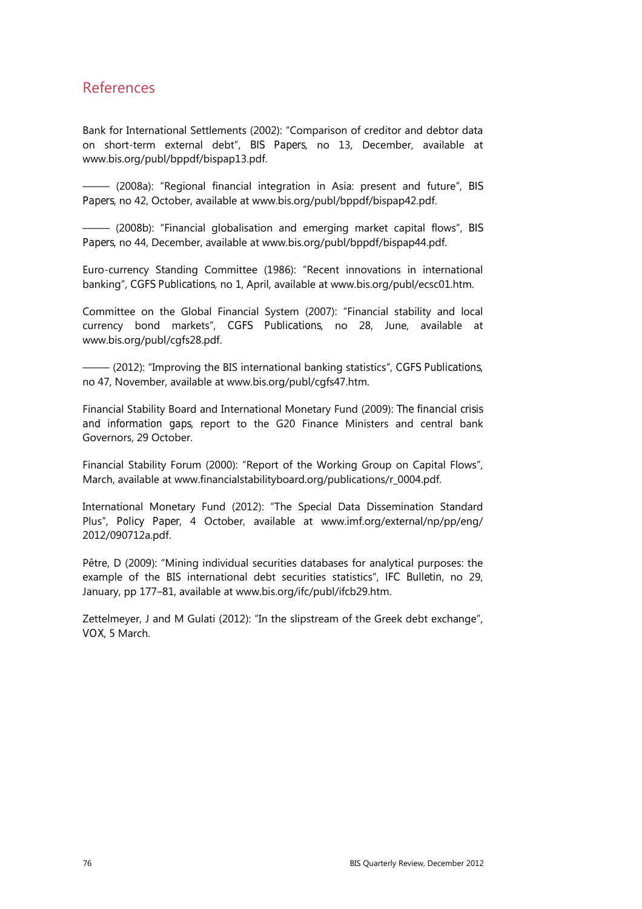## References

Bank for International Settlements (2002): "Comparison of creditor and debtor data on short-term external debt", *BIS Papers*, no 13, December, available at www.bis.org/publ/bppdf/bispap13.pdf.

——— (2008a): "Regional financial integration in Asia: present and future", *BIS Papers*, no 42, October, available at www.bis.org/publ/bppdf/bispap42.pdf.

——— (2008b): "Financial globalisation and emerging market capital flows", *BIS Papers*, no 44, December, available at www.bis.org/publ/bppdf/bispap44.pdf.

Euro-currency Standing Committee (1986): "Recent innovations in international banking", *CGFS Publications*, no 1, April, available at www.bis.org/publ/ecsc01.htm.

Committee on the Global Financial System (2007): "Financial stability and local currency bond markets", *CGFS Publications*, no 28, June, available at www.bis.org/publ/cgfs28.pdf.

——— (2012): "Improving the BIS international banking statistics", *CGFS Publications*, no 47, November, available at www.bis.org/publ/cgfs47.htm.

Financial Stability Board and International Monetary Fund (2009): *The financial crisis and information gaps*, report to the G20 Finance Ministers and central bank Governors, 29 October.

Financial Stability Forum (2000): "Report of the Working Group on Capital Flows", March, available at www.financialstabilityboard.org/publications/r_0004.pdf.

International Monetary Fund (2012): "The Special Data Dissemination Standard Plus", *Policy Paper*, 4 October, available at www.imf.org/external/np/pp/eng/2012/090712a.pdf.

Pêtre, D (2009): "Mining individual securities databases for analytical purposes: the example of the BIS international debt securities statistics", *IFC Bulletin*, no 29, January, pp 177–81, available at www.bis.org/ifc/publ/ifcb29.htm.

Zettelmeyer, J and M Gulati (2012): "In the slipstream of the Greek debt exchange", *VOX*, 5 March.